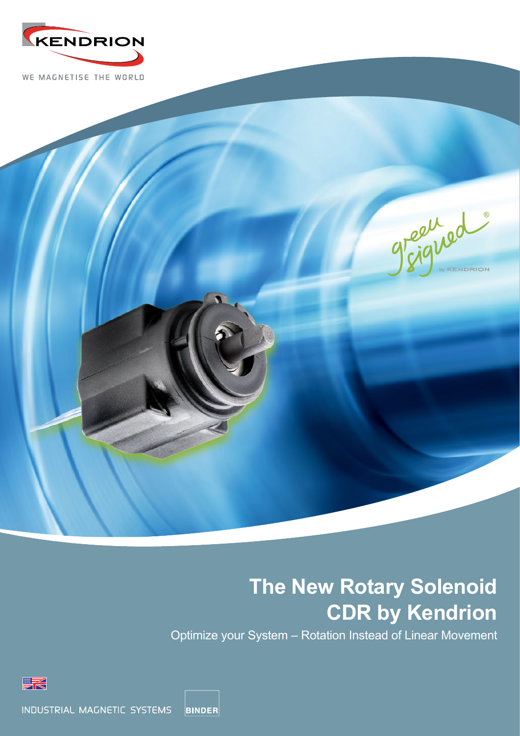KENDRION

WE MAGNETISE THE WORLD

green signed® by KENDRION

# The New Rotary Solenoid CDR by Kendrion

Optimize your System – Rotation Instead of Linear Movement

INDUSTRIAL MAGNETIC SYSTEMS

BINDER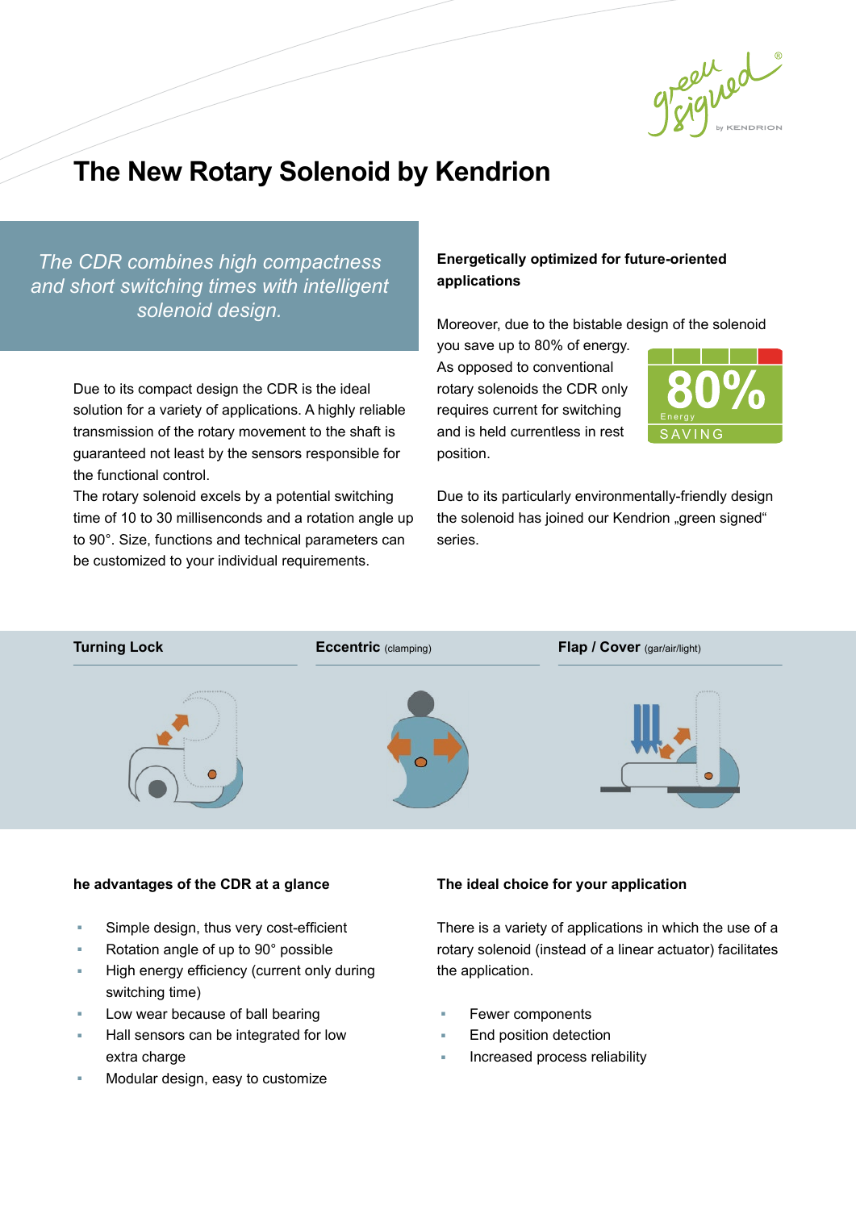# The New Rotary Solenoid by Kendrion

*The CDR combines high compactness and short switching times with intelligent solenoid design.*

Due to its compact design the CDR is the ideal solution for a variety of applications. A highly reliable transmission of the rotary movement to the shaft is guaranteed not least by the sensors responsible for the functional control.

The rotary solenoid excels by a potential switching time of 10 to 30 millisenconds and a rotation angle up to 90°. Size, functions and technical parameters can be customized to your individual requirements.

**Energetically optimized for future-oriented applications**

Moreover, due to the bistable design of the solenoid you save up to 80% of energy. As opposed to conventional rotary solenoids the CDR only requires current for switching and is held currentless in rest position.

80% Energy SAVING

Due to its particularly environmentally-friendly design the solenoid has joined our Kendrion „green signed" series.

**Turning Lock**

**Eccentric** (clamping)

**Flap / Cover** (gar/air/light)

**he advantages of the CDR at a glance**

- Simple design, thus very cost-efficient
- Rotation angle of up to 90° possible
- High energy efficiency (current only during switching time)
- Low wear because of ball bearing
- Hall sensors can be integrated for low extra charge
- Modular design, easy to customize

**The ideal choice for your application**

There is a variety of applications in which the use of a rotary solenoid (instead of a linear actuator) facilitates the application.

- Fewer components
- End position detection
- Increased process reliability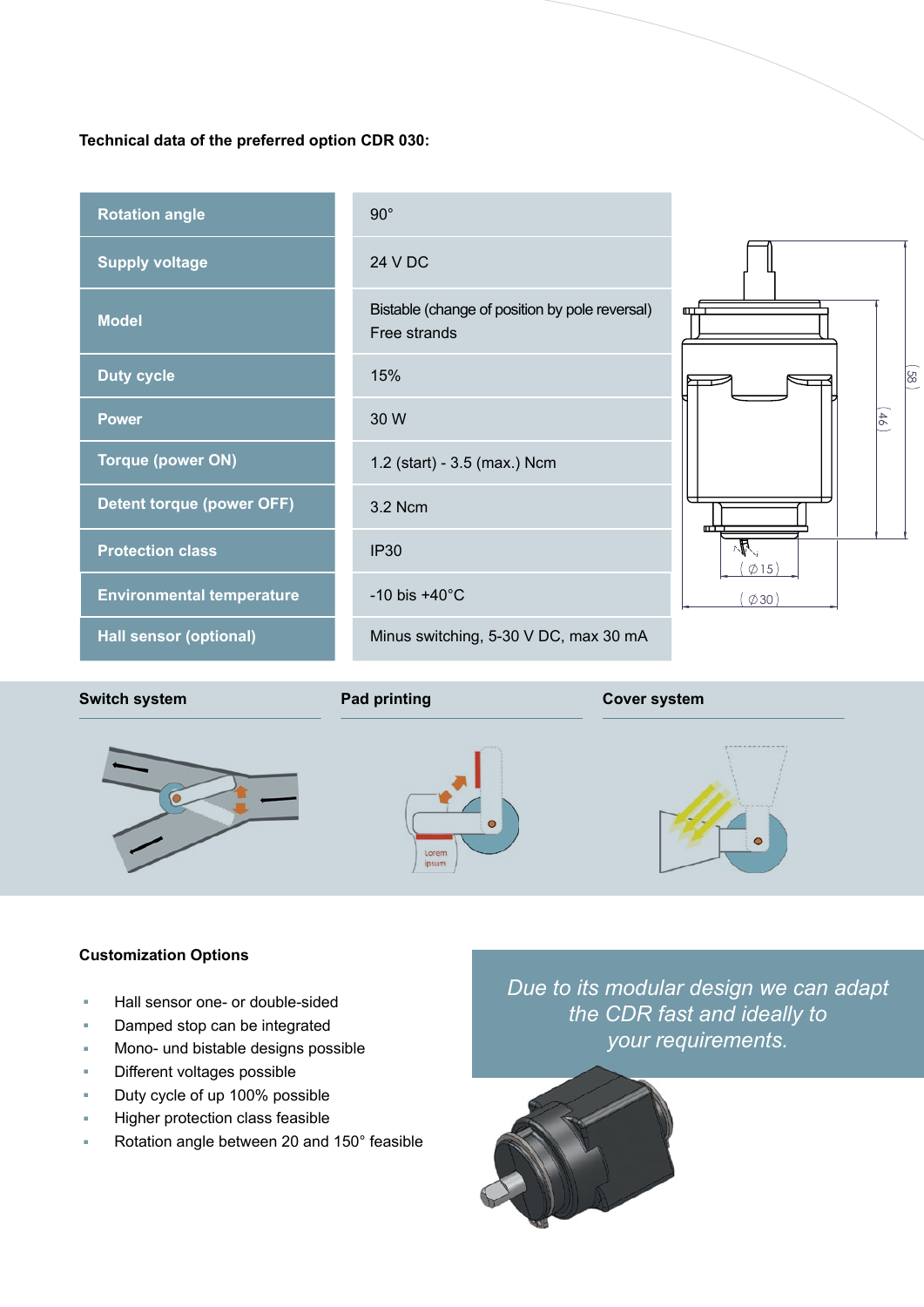**Technical data of the preferred option CDR 030:**

| | |
|---|---|
| **Rotation angle** | 90° |
| **Supply voltage** | 24 V DC |
| **Model** | Bistable (change of position by pole reversal)<br>Free strands |
| **Duty cycle** | 15% |
| **Power** | 30 W |
| **Torque (power ON)** | 1.2 (start) - 3.5 (max.) Ncm |
| **Detent torque (power OFF)** | 3.2 Ncm |
| **Protection class** | IP30 |
| **Environmental temperature** | -10 bis +40°C |
| **Hall sensor (optional)** | Minus switching, 5-30 V DC, max 30 mA |

**Switch system**

**Pad printing**

**Cover system**

**Customization Options**

- Hall sensor one- or double-sided
- Damped stop can be integrated
- Mono- und bistable designs possible
- Different voltages possible
- Duty cycle of up 100% possible
- Higher protection class feasible
- Rotation angle between 20 and 150° feasible

*Due to its modular design we can adapt the CDR fast and ideally to your requirements.*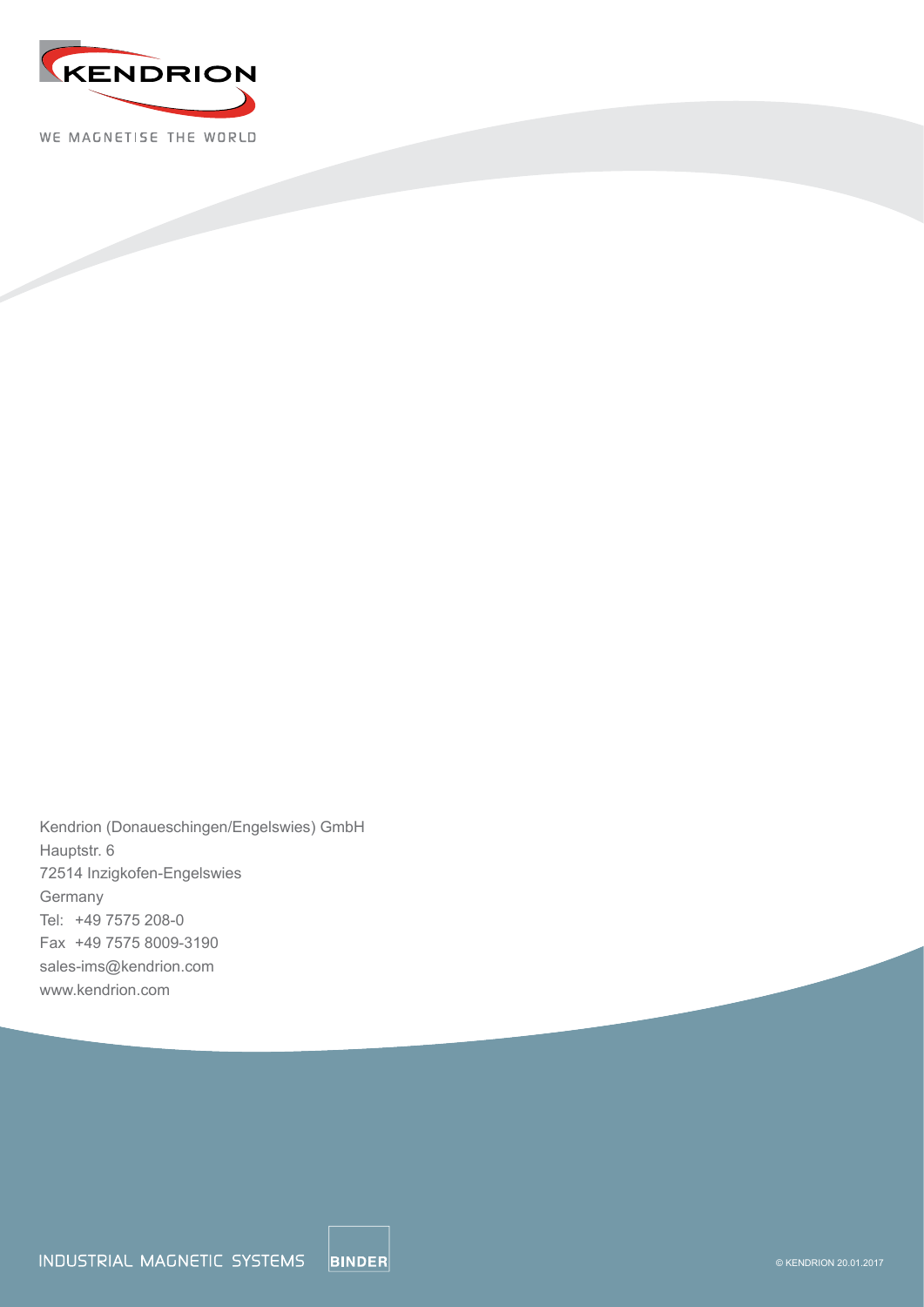KENDRION

WE MAGNETISE THE WORLD

Kendrion (Donaueschingen/Engelswies) GmbH
Hauptstr. 6
72514 Inzigkofen-Engelswies
Germany
Tel: +49 7575 208-0
Fax +49 7575 8009-3190
sales-ims@kendrion.com
www.kendrion.com

INDUSTRIAL MAGNETIC SYSTEMS BINDER

© KENDRION 20.01.2017